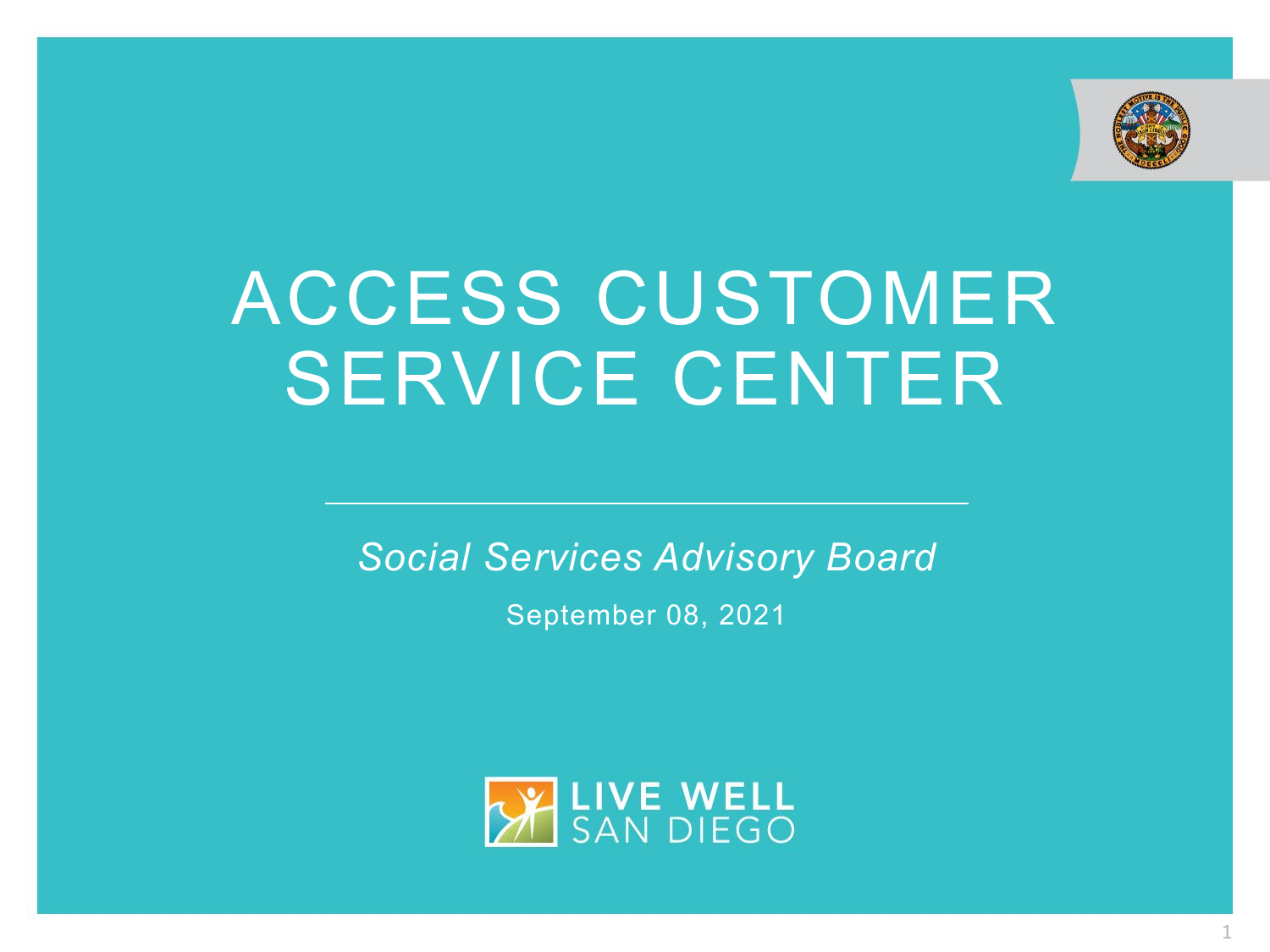# ACCESS CUSTOMER SERVICE CENTER

*Social Services Advisory Board*

September 08, 2021

LIVE WELL SAN DIEGO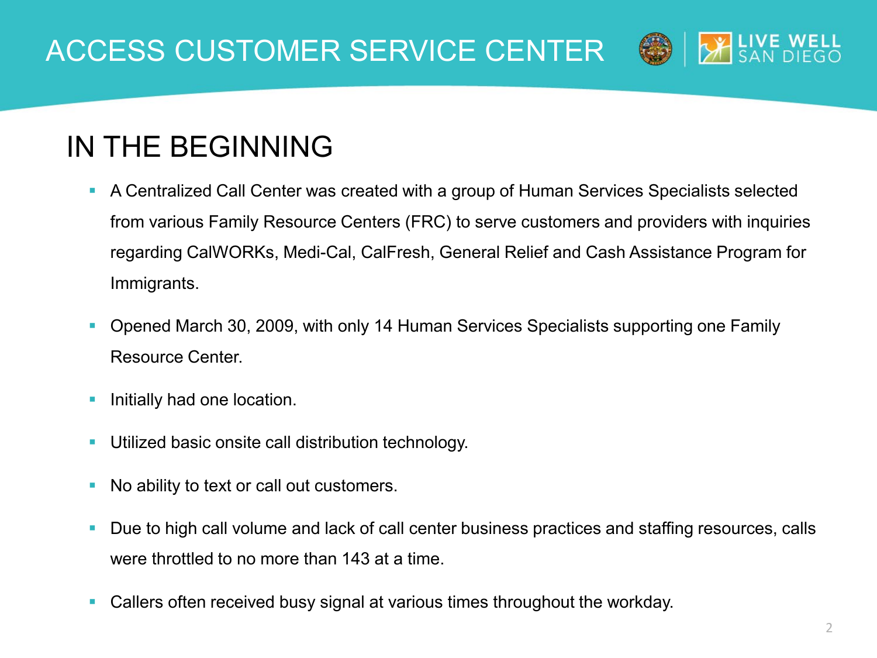# ACCESS CUSTOMER SERVICE CENTER

## IN THE BEGINNING

- A Centralized Call Center was created with a group of Human Services Specialists selected from various Family Resource Centers (FRC) to serve customers and providers with inquiries regarding CalWORKs, Medi-Cal, CalFresh, General Relief and Cash Assistance Program for Immigrants.
- Opened March 30, 2009, with only 14 Human Services Specialists supporting one Family Resource Center.
- Initially had one location.
- Utilized basic onsite call distribution technology.
- No ability to text or call out customers.
- Due to high call volume and lack of call center business practices and staffing resources, calls were throttled to no more than 143 at a time.
- Callers often received busy signal at various times throughout the workday.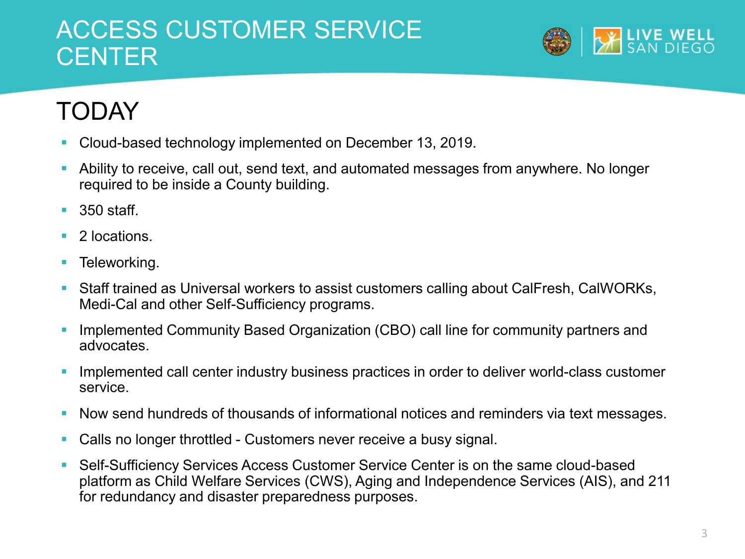# ACCESS CUSTOMER SERVICE CENTER

## TODAY

- Cloud-based technology implemented on December 13, 2019.
- Ability to receive, call out, send text, and automated messages from anywhere. No longer required to be inside a County building.
- 350 staff.
- 2 locations.
- Teleworking.
- Staff trained as Universal workers to assist customers calling about CalFresh, CalWORKs, Medi-Cal and other Self-Sufficiency programs.
- Implemented Community Based Organization (CBO) call line for community partners and advocates.
- Implemented call center industry business practices in order to deliver world-class customer service.
- Now send hundreds of thousands of informational notices and reminders via text messages.
- Calls no longer throttled - Customers never receive a busy signal.
- Self-Sufficiency Services Access Customer Service Center is on the same cloud-based platform as Child Welfare Services (CWS), Aging and Independence Services (AIS), and 211 for redundancy and disaster preparedness purposes.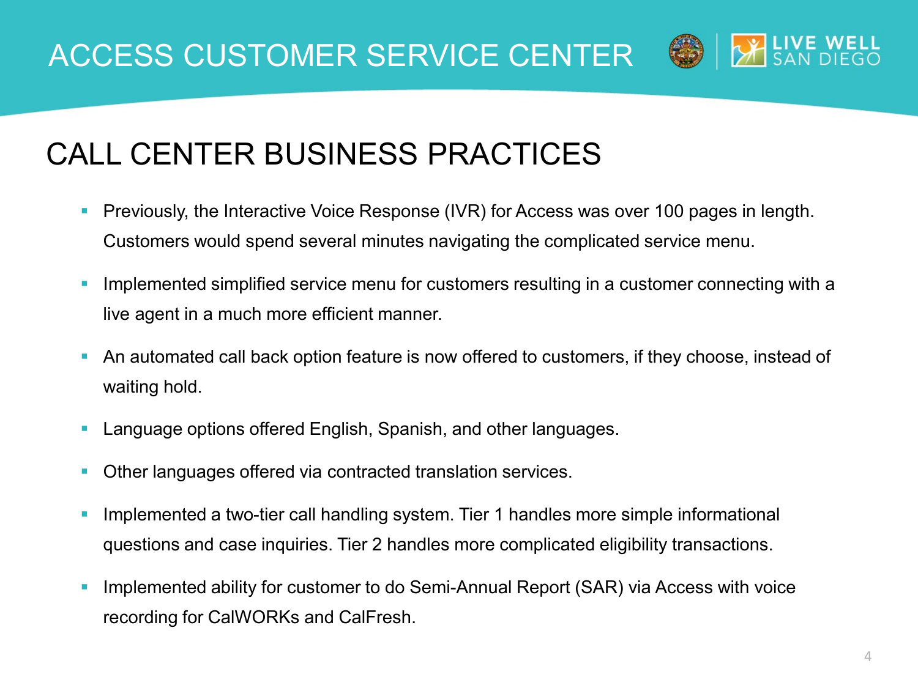# ACCESS CUSTOMER SERVICE CENTER

## CALL CENTER BUSINESS PRACTICES

- Previously, the Interactive Voice Response (IVR) for Access was over 100 pages in length. Customers would spend several minutes navigating the complicated service menu.
- Implemented simplified service menu for customers resulting in a customer connecting with a live agent in a much more efficient manner.
- An automated call back option feature is now offered to customers, if they choose, instead of waiting hold.
- Language options offered English, Spanish, and other languages.
- Other languages offered via contracted translation services.
- Implemented a two-tier call handling system. Tier 1 handles more simple informational questions and case inquiries. Tier 2 handles more complicated eligibility transactions.
- Implemented ability for customer to do Semi-Annual Report (SAR) via Access with voice recording for CalWORKs and CalFresh.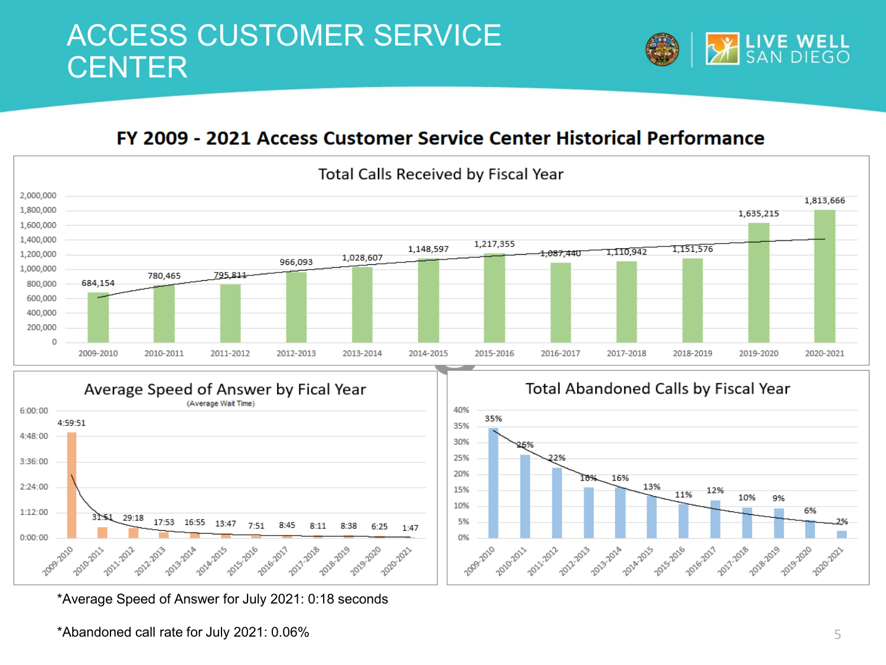# ACCESS CUSTOMER SERVICE CENTER

## FY 2009 - 2021 Access Customer Service Center Historical Performance

### Total Calls Received by Fiscal Year

| Fiscal Year | Total Calls Received |
|---|---|
| 2009-2010 | 684,154 |
| 2010-2011 | 780,465 |
| 2011-2012 | 795,811 |
| 2012-2013 | 966,093 |
| 2013-2014 | 1,028,607 |
| 2014-2015 | 1,148,597 |
| 2015-2016 | 1,217,355 |
| 2016-2017 | 1,087,440 |
| 2017-2018 | 1,110,942 |
| 2018-2019 | 1,151,576 |
| 2019-2020 | 1,635,215 |
| 2020-2021 | 1,813,666 |

### Average Speed of Answer by Fical Year

(Average Wait Time)

| Fiscal Year | Average Speed of Answer |
|---|---|
| 2009-2010 | 4:59:51 |
| 2010-2011 | 31:51 |
| 2011-2012 | 29:18 |
| 2012-2013 | 17:53 |
| 2013-2014 | 16:55 |
| 2014-2015 | 13:47 |
| 2015-2016 | 7:51 |
| 2016-2017 | 8:45 |
| 2017-2018 | 8:11 |
| 2018-2019 | 8:38 |
| 2019-2020 | 6:25 |
| 2020-2021 | 1:47 |

### Total Abandoned Calls by Fiscal Year

| Fiscal Year | Abandoned Calls |
|---|---|
| 2009-2010 | 35% |
| 2010-2011 | 26% |
| 2011-2012 | 22% |
| 2012-2013 | 16% |
| 2013-2014 | 16% |
| 2014-2015 | 13% |
| 2015-2016 | 11% |
| 2016-2017 | 12% |
| 2017-2018 | 10% |
| 2018-2019 | 9% |
| 2019-2020 | 6% |
| 2020-2021 | 2% |

*Average Speed of Answer for July 2021: 0:18 seconds

*Abandoned call rate for July 2021: 0.06%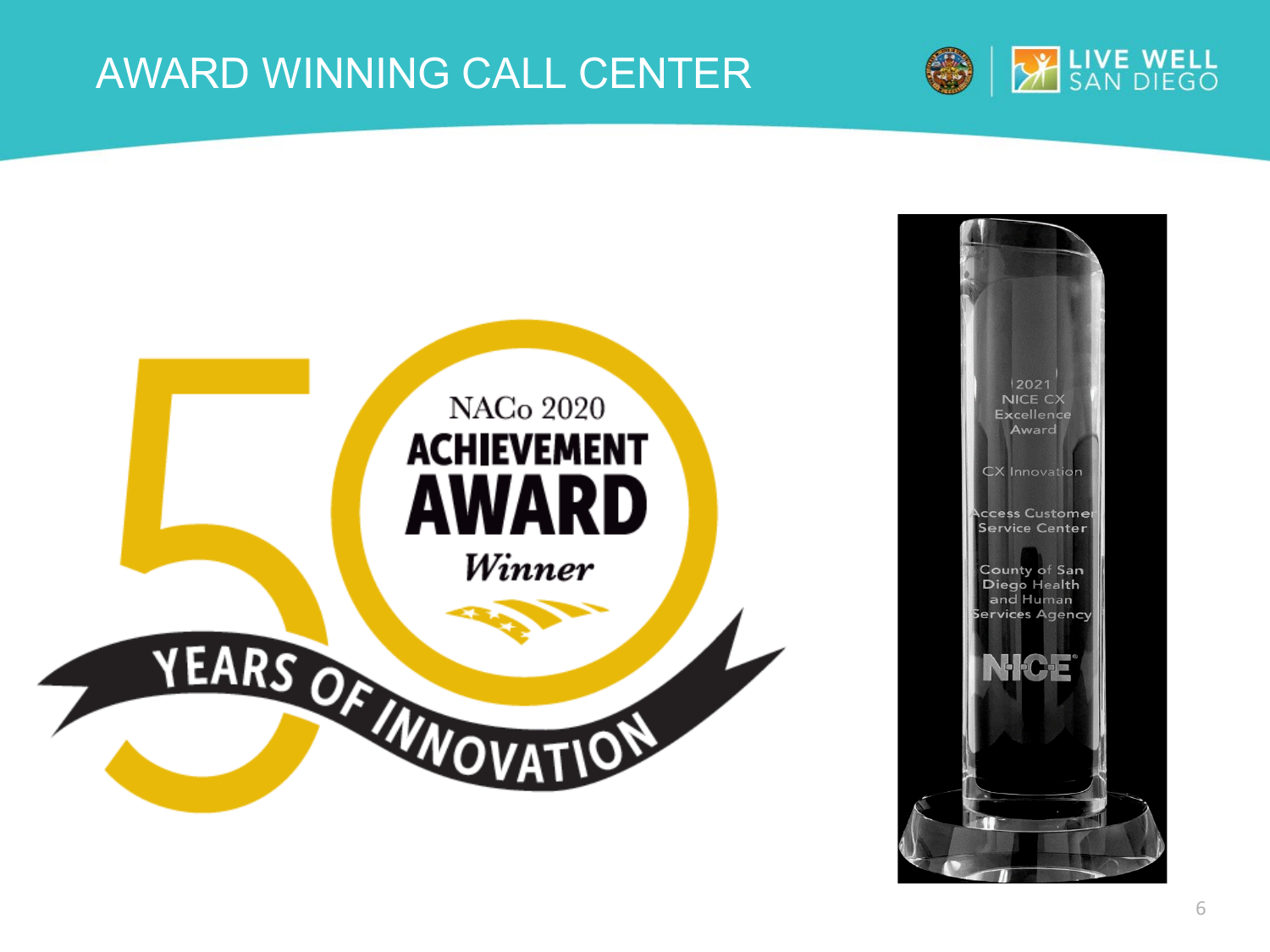# AWARD WINNING CALL CENTER

NACo 2020 ACHIEVEMENT AWARD Winner

50 YEARS OF INNOVATION

2021 NICE CX Excellence Award

CX Innovation

Access Customer Service Center

County of San Diego Health and Human Services Agency

NICE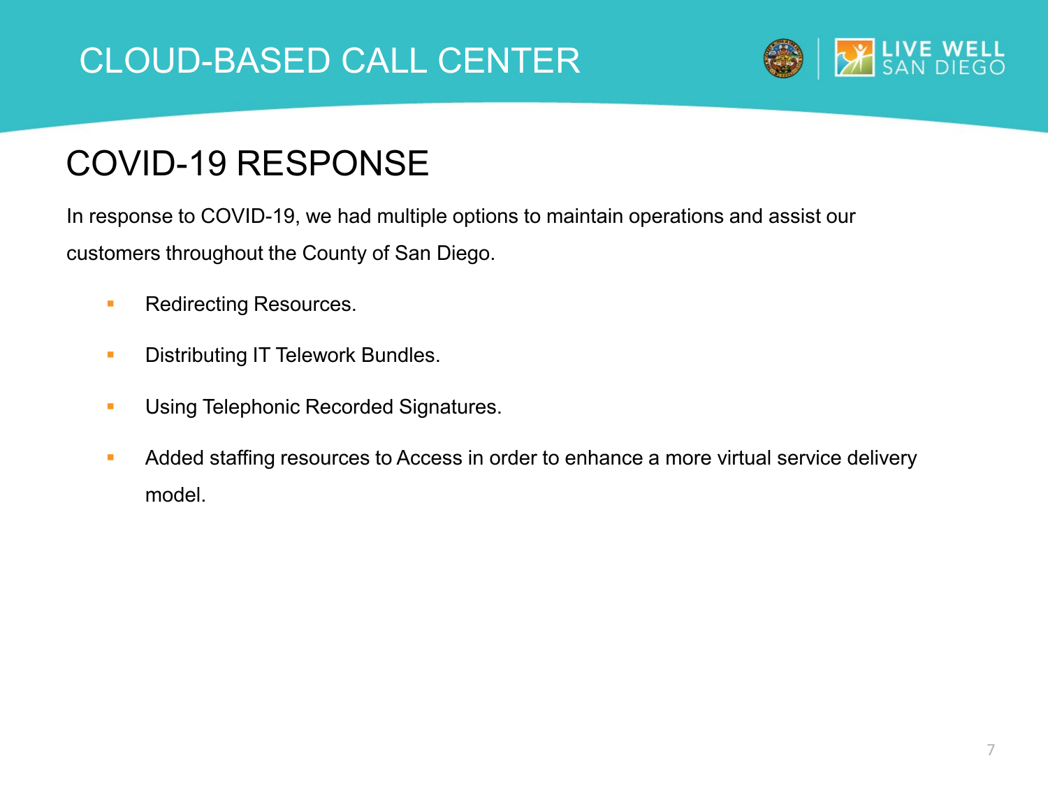# CLOUD-BASED CALL CENTER

## COVID-19 RESPONSE

In response to COVID-19, we had multiple options to maintain operations and assist our customers throughout the County of San Diego.

- Redirecting Resources.
- Distributing IT Telework Bundles.
- Using Telephonic Recorded Signatures.
- Added staffing resources to Access in order to enhance a more virtual service delivery model.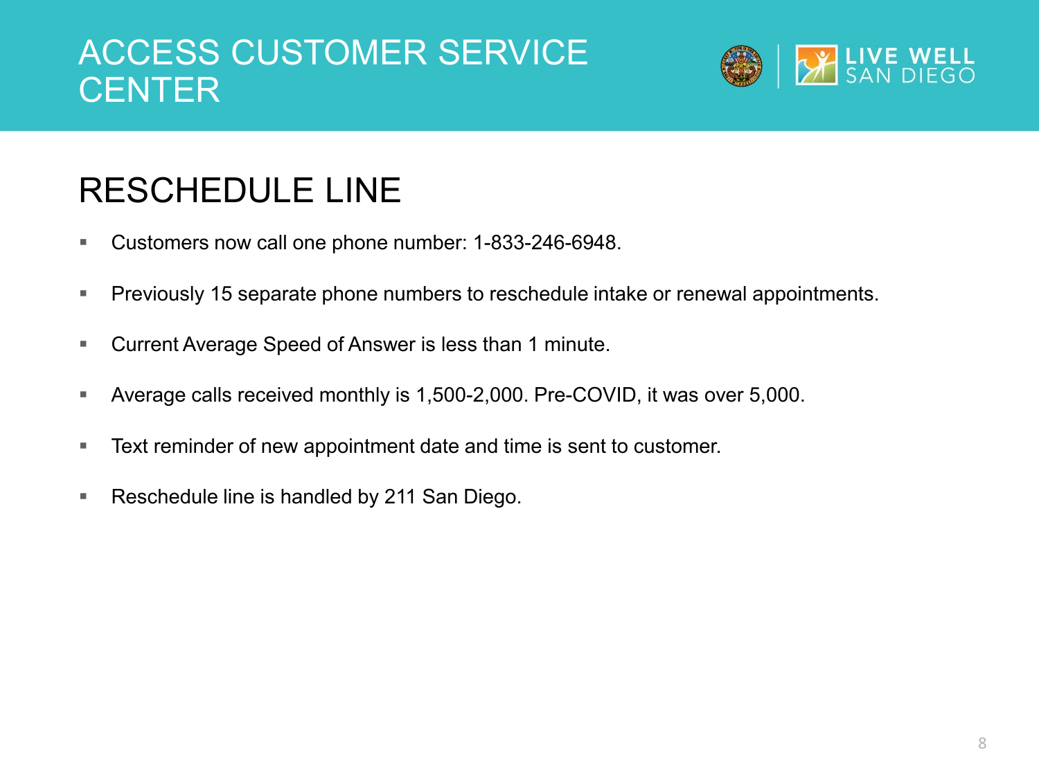# ACCESS CUSTOMER SERVICE CENTER

## RESCHEDULE LINE

- Customers now call one phone number: 1-833-246-6948.
- Previously 15 separate phone numbers to reschedule intake or renewal appointments.
- Current Average Speed of Answer is less than 1 minute.
- Average calls received monthly is 1,500-2,000. Pre-COVID, it was over 5,000.
- Text reminder of new appointment date and time is sent to customer.
- Reschedule line is handled by 211 San Diego.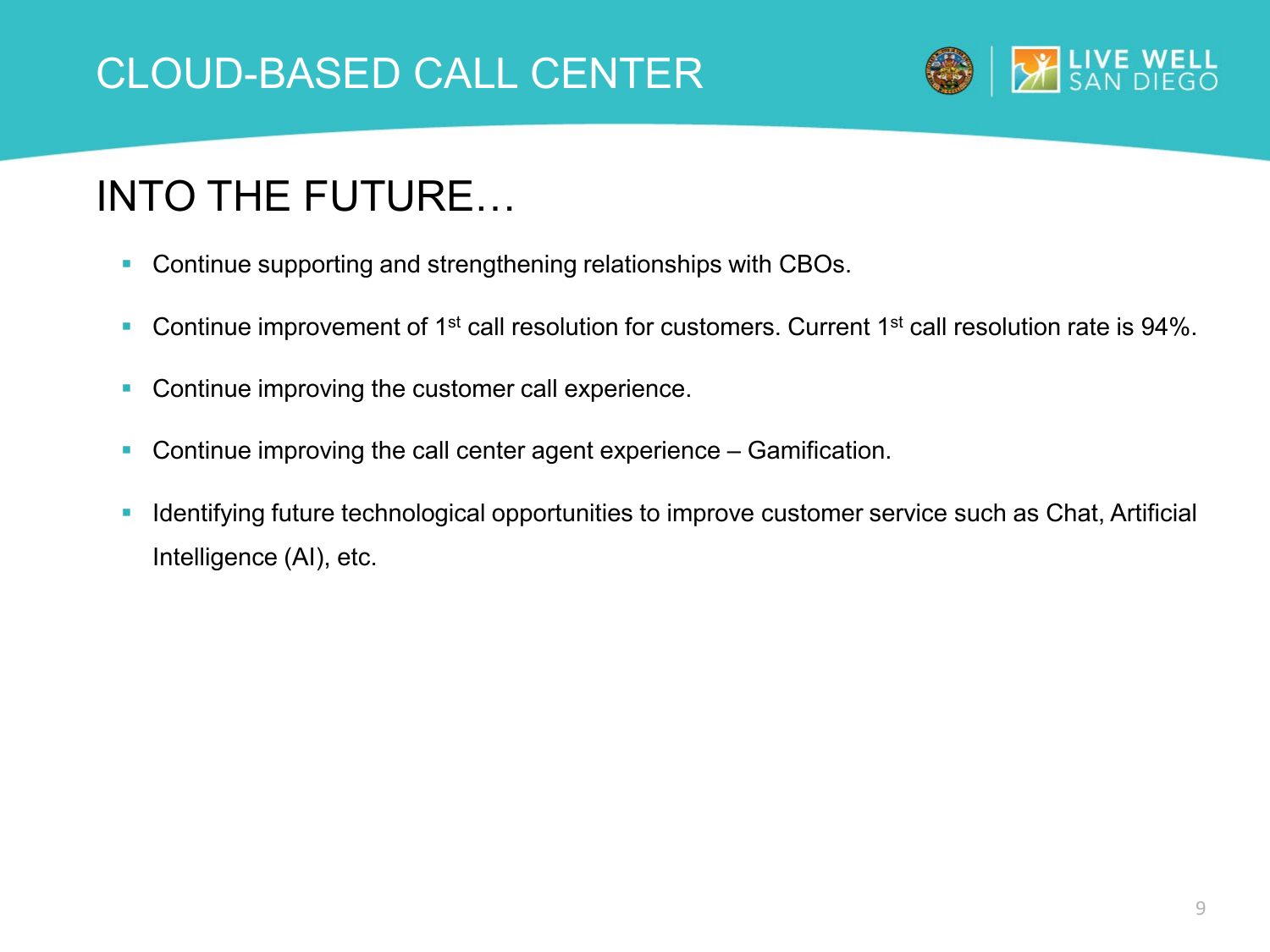# CLOUD-BASED CALL CENTER

## INTO THE FUTURE…

- Continue supporting and strengthening relationships with CBOs.
- Continue improvement of 1st call resolution for customers. Current 1st call resolution rate is 94%.
- Continue improving the customer call experience.
- Continue improving the call center agent experience – Gamification.
- Identifying future technological opportunities to improve customer service such as Chat, Artificial Intelligence (AI), etc.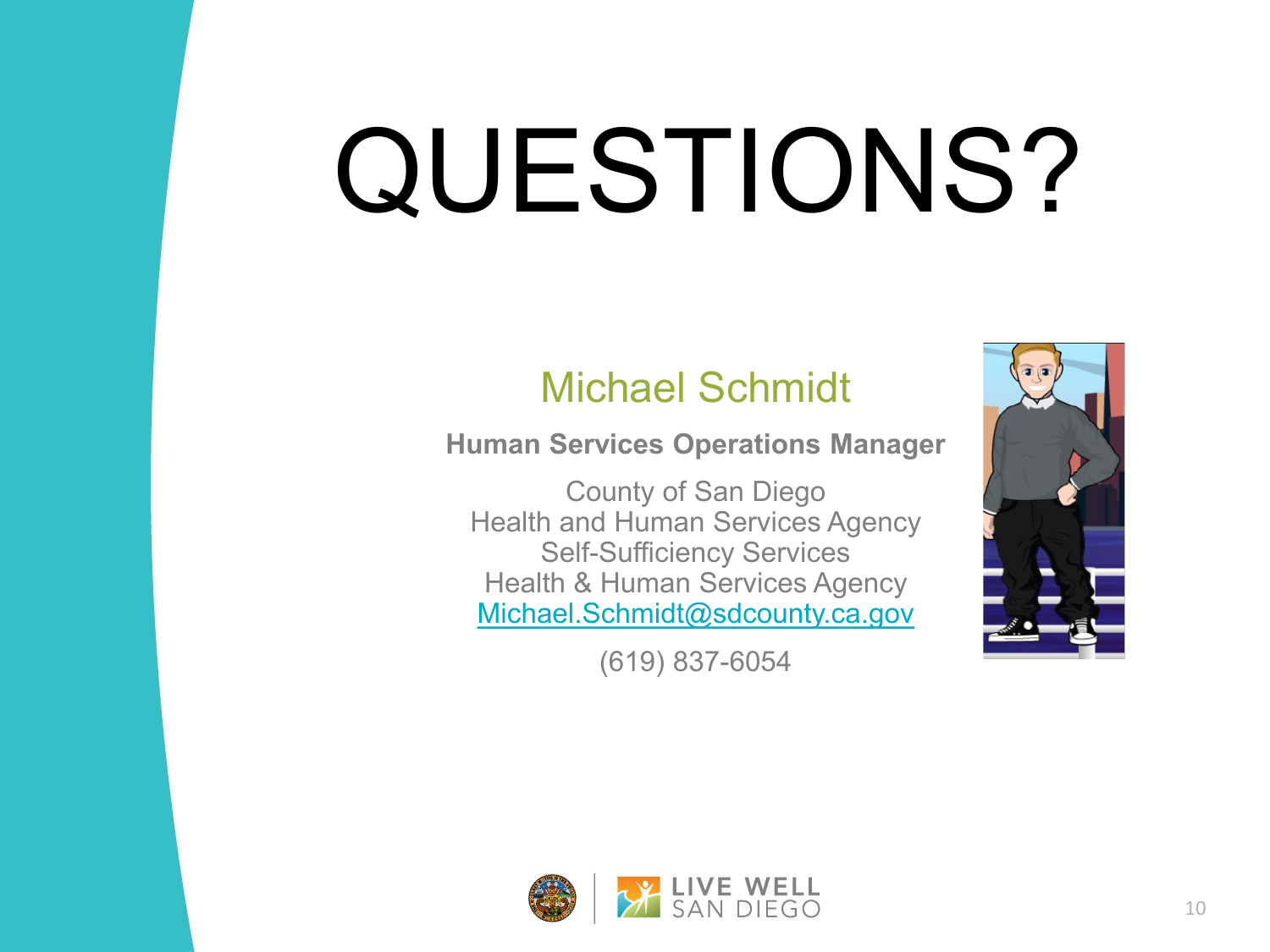# QUESTIONS?

## Michael Schmidt

**Human Services Operations Manager**

County of San Diego
Health and Human Services Agency
Self-Sufficiency Services
Health & Human Services Agency
Michael.Schmidt@sdcounty.ca.gov

(619) 837-6054

LIVE WELL SAN DIEGO